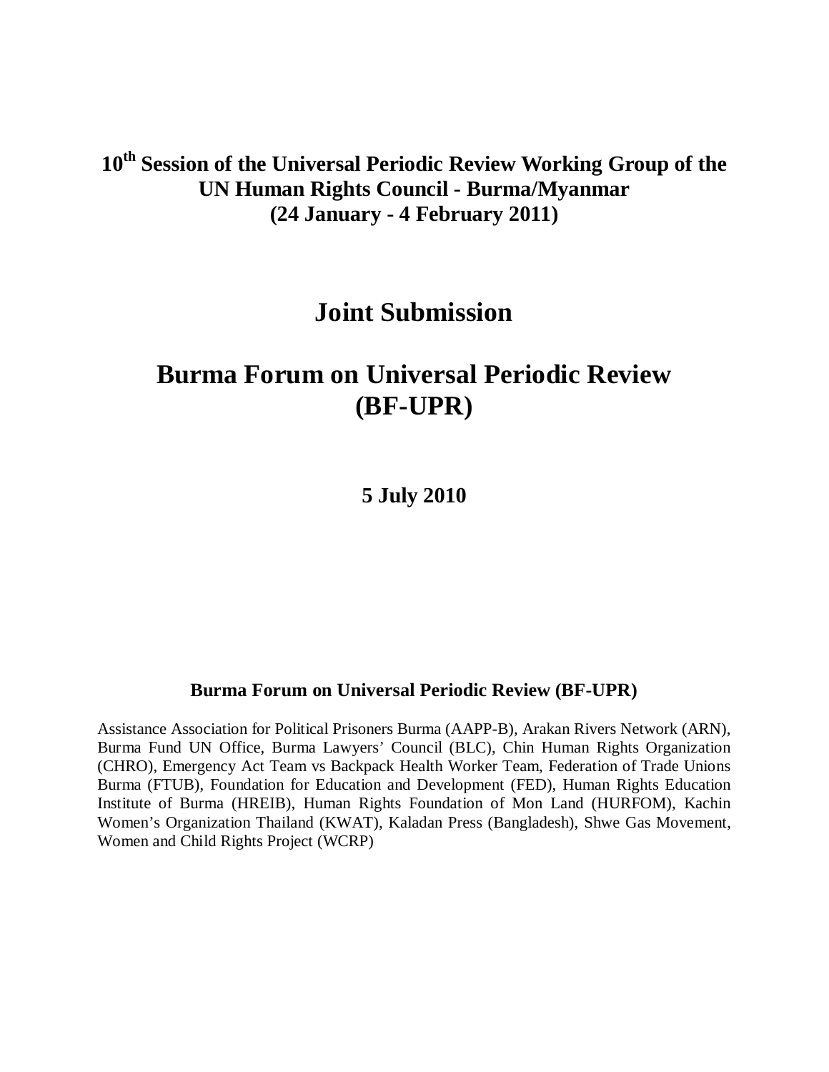**10th Session of the Universal Periodic Review Working Group of the UN Human Rights Council - Burma/Myanmar (24 January - 4 February 2011)**

# Joint Submission

# Burma Forum on Universal Periodic Review (BF-UPR)

**5 July 2010**

**Burma Forum on Universal Periodic Review (BF-UPR)**

Assistance Association for Political Prisoners Burma (AAPP-B), Arakan Rivers Network (ARN), Burma Fund UN Office, Burma Lawyers' Council (BLC), Chin Human Rights Organization (CHRO), Emergency Act Team vs Backpack Health Worker Team, Federation of Trade Unions Burma (FTUB), Foundation for Education and Development (FED), Human Rights Education Institute of Burma (HREIB), Human Rights Foundation of Mon Land (HURFOM), Kachin Women's Organization Thailand (KWAT), Kaladan Press (Bangladesh), Shwe Gas Movement, Women and Child Rights Project (WCRP)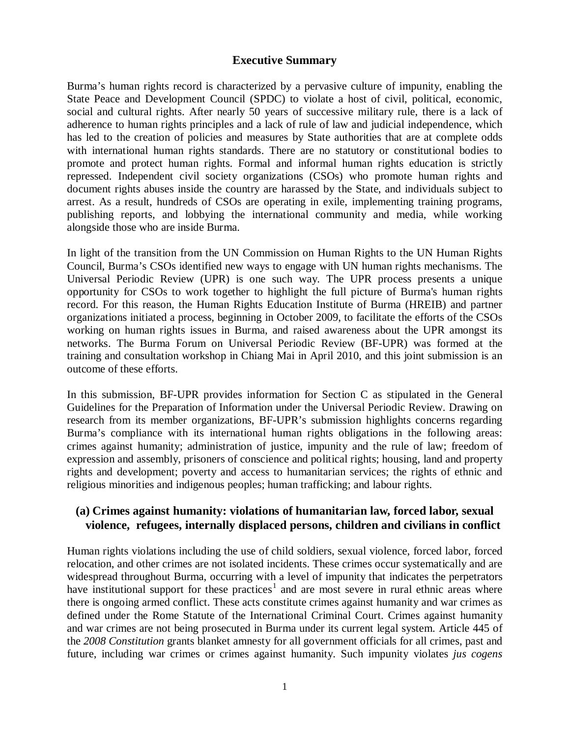## Executive Summary

Burma's human rights record is characterized by a pervasive culture of impunity, enabling the State Peace and Development Council (SPDC) to violate a host of civil, political, economic, social and cultural rights. After nearly 50 years of successive military rule, there is a lack of adherence to human rights principles and a lack of rule of law and judicial independence, which has led to the creation of policies and measures by State authorities that are at complete odds with international human rights standards. There are no statutory or constitutional bodies to promote and protect human rights. Formal and informal human rights education is strictly repressed. Independent civil society organizations (CSOs) who promote human rights and document rights abuses inside the country are harassed by the State, and individuals subject to arrest. As a result, hundreds of CSOs are operating in exile, implementing training programs, publishing reports, and lobbying the international community and media, while working alongside those who are inside Burma.

In light of the transition from the UN Commission on Human Rights to the UN Human Rights Council, Burma's CSOs identified new ways to engage with UN human rights mechanisms. The Universal Periodic Review (UPR) is one such way. The UPR process presents a unique opportunity for CSOs to work together to highlight the full picture of Burma's human rights record. For this reason, the Human Rights Education Institute of Burma (HREIB) and partner organizations initiated a process, beginning in October 2009, to facilitate the efforts of the CSOs working on human rights issues in Burma, and raised awareness about the UPR amongst its networks. The Burma Forum on Universal Periodic Review (BF-UPR) was formed at the training and consultation workshop in Chiang Mai in April 2010, and this joint submission is an outcome of these efforts.

In this submission, BF-UPR provides information for Section C as stipulated in the General Guidelines for the Preparation of Information under the Universal Periodic Review. Drawing on research from its member organizations, BF-UPR's submission highlights concerns regarding Burma's compliance with its international human rights obligations in the following areas: crimes against humanity; administration of justice, impunity and the rule of law; freedom of expression and assembly, prisoners of conscience and political rights; housing, land and property rights and development; poverty and access to humanitarian services; the rights of ethnic and religious minorities and indigenous peoples; human trafficking; and labour rights.

### (a) Crimes against humanity: violations of humanitarian law, forced labor, sexual violence, refugees, internally displaced persons, children and civilians in conflict

Human rights violations including the use of child soldiers, sexual violence, forced labor, forced relocation, and other crimes are not isolated incidents. These crimes occur systematically and are widespread throughout Burma, occurring with a level of impunity that indicates the perpetrators have institutional support for these practices[1] and are most severe in rural ethnic areas where there is ongoing armed conflict. These acts constitute crimes against humanity and war crimes as defined under the Rome Statute of the International Criminal Court. Crimes against humanity and war crimes are not being prosecuted in Burma under its current legal system. Article 445 of the *2008 Constitution* grants blanket amnesty for all government officials for all crimes, past and future, including war crimes or crimes against humanity. Such impunity violates *jus cogens*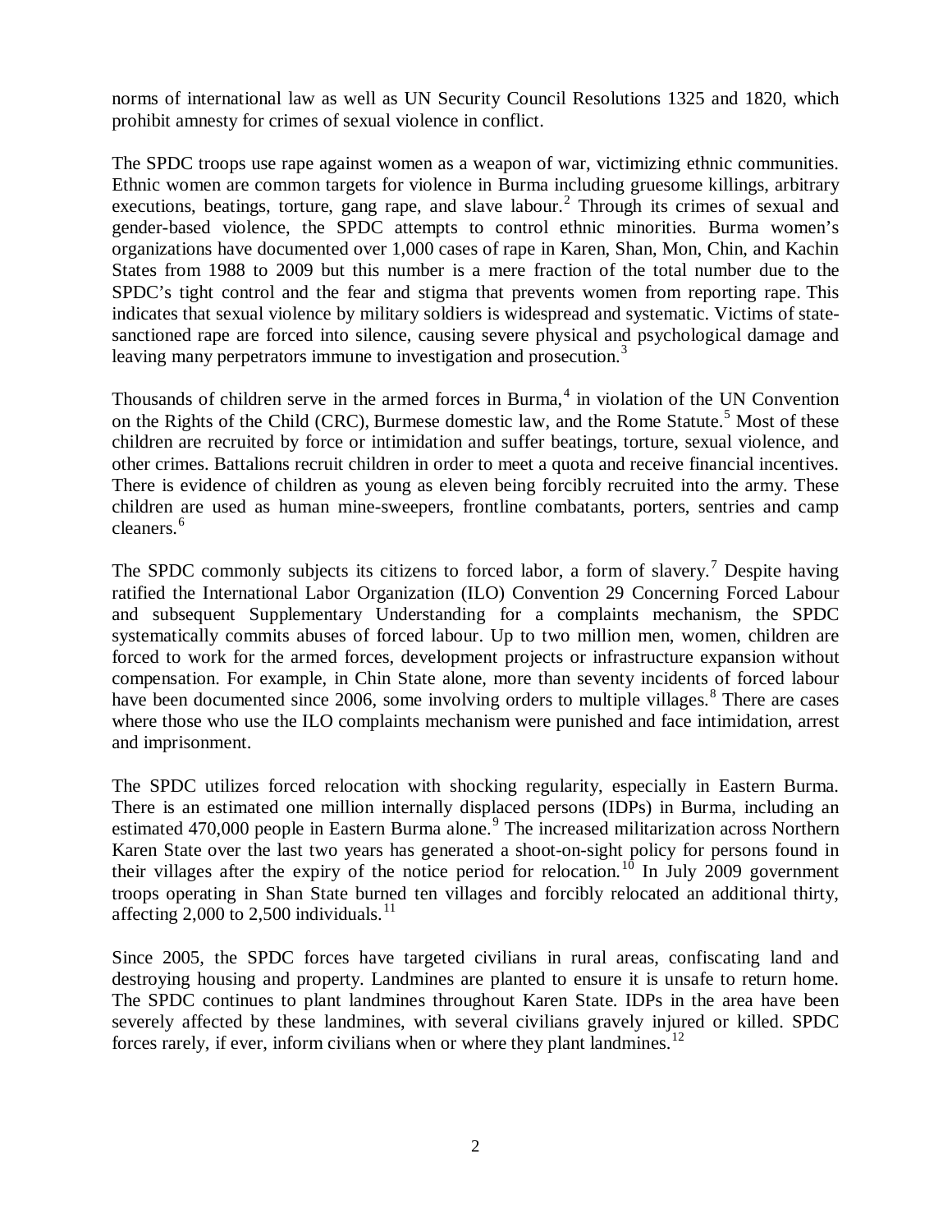norms of international law as well as UN Security Council Resolutions 1325 and 1820, which prohibit amnesty for crimes of sexual violence in conflict.

The SPDC troops use rape against women as a weapon of war, victimizing ethnic communities. Ethnic women are common targets for violence in Burma including gruesome killings, arbitrary executions, beatings, torture, gang rape, and slave labour.[2] Through its crimes of sexual and gender-based violence, the SPDC attempts to control ethnic minorities. Burma women's organizations have documented over 1,000 cases of rape in Karen, Shan, Mon, Chin, and Kachin States from 1988 to 2009 but this number is a mere fraction of the total number due to the SPDC's tight control and the fear and stigma that prevents women from reporting rape. This indicates that sexual violence by military soldiers is widespread and systematic. Victims of state-sanctioned rape are forced into silence, causing severe physical and psychological damage and leaving many perpetrators immune to investigation and prosecution.[3]

Thousands of children serve in the armed forces in Burma,[4] in violation of the UN Convention on the Rights of the Child (CRC), Burmese domestic law, and the Rome Statute.[5] Most of these children are recruited by force or intimidation and suffer beatings, torture, sexual violence, and other crimes. Battalions recruit children in order to meet a quota and receive financial incentives. There is evidence of children as young as eleven being forcibly recruited into the army. These children are used as human mine-sweepers, frontline combatants, porters, sentries and camp cleaners.[6]

The SPDC commonly subjects its citizens to forced labor, a form of slavery.[7] Despite having ratified the International Labor Organization (ILO) Convention 29 Concerning Forced Labour and subsequent Supplementary Understanding for a complaints mechanism, the SPDC systematically commits abuses of forced labour. Up to two million men, women, children are forced to work for the armed forces, development projects or infrastructure expansion without compensation. For example, in Chin State alone, more than seventy incidents of forced labour have been documented since 2006, some involving orders to multiple villages.[8] There are cases where those who use the ILO complaints mechanism were punished and face intimidation, arrest and imprisonment.

The SPDC utilizes forced relocation with shocking regularity, especially in Eastern Burma. There is an estimated one million internally displaced persons (IDPs) in Burma, including an estimated 470,000 people in Eastern Burma alone.[9] The increased militarization across Northern Karen State over the last two years has generated a shoot-on-sight policy for persons found in their villages after the expiry of the notice period for relocation.[10] In July 2009 government troops operating in Shan State burned ten villages and forcibly relocated an additional thirty, affecting 2,000 to 2,500 individuals.[11]

Since 2005, the SPDC forces have targeted civilians in rural areas, confiscating land and destroying housing and property. Landmines are planted to ensure it is unsafe to return home. The SPDC continues to plant landmines throughout Karen State. IDPs in the area have been severely affected by these landmines, with several civilians gravely injured or killed. SPDC forces rarely, if ever, inform civilians when or where they plant landmines.[12]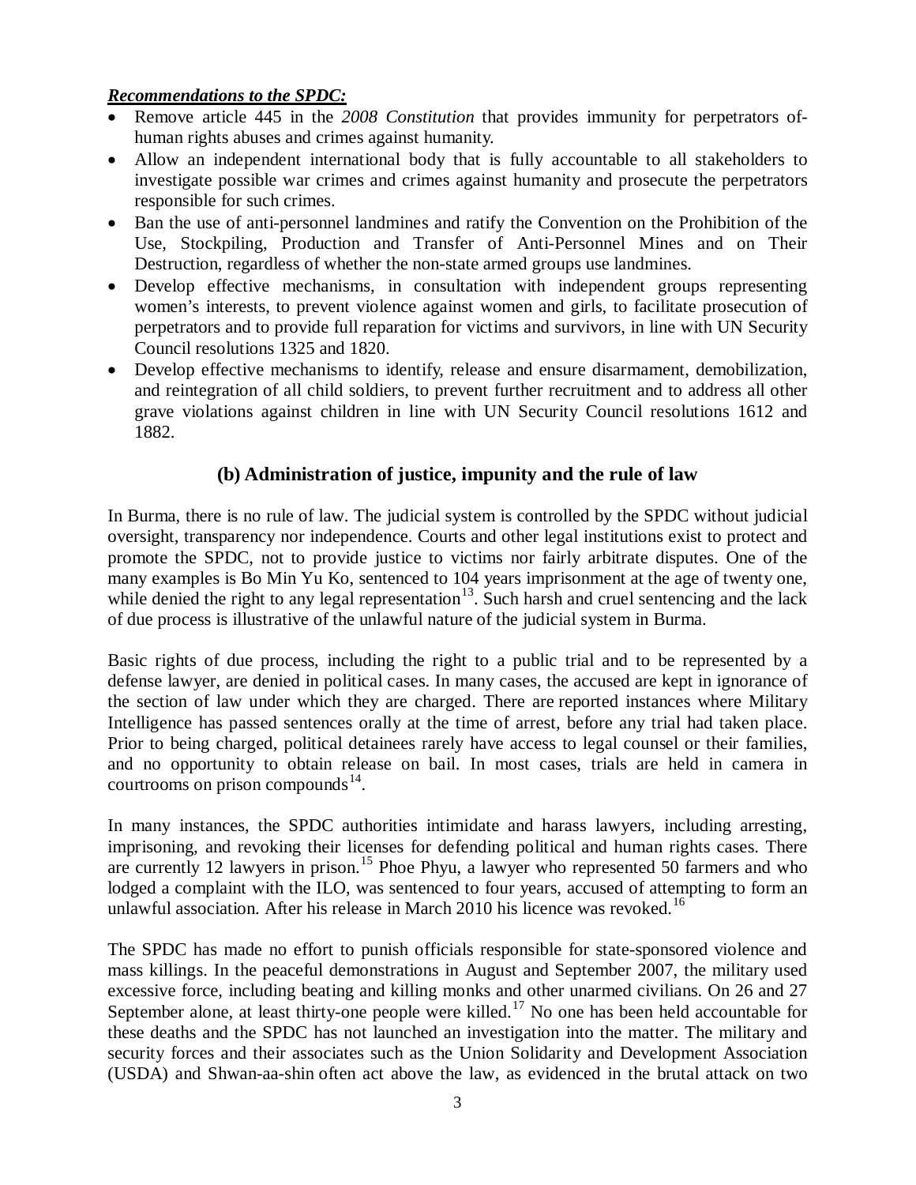***Recommendations to the SPDC:***

- Remove article 445 in the *2008 Constitution* that provides immunity for perpetrators of-human rights abuses and crimes against humanity.
- Allow an independent international body that is fully accountable to all stakeholders to investigate possible war crimes and crimes against humanity and prosecute the perpetrators responsible for such crimes.
- Ban the use of anti-personnel landmines and ratify the Convention on the Prohibition of the Use, Stockpiling, Production and Transfer of Anti-Personnel Mines and on Their Destruction, regardless of whether the non-state armed groups use landmines.
- Develop effective mechanisms, in consultation with independent groups representing women's interests, to prevent violence against women and girls, to facilitate prosecution of perpetrators and to provide full reparation for victims and survivors, in line with UN Security Council resolutions 1325 and 1820.
- Develop effective mechanisms to identify, release and ensure disarmament, demobilization, and reintegration of all child soldiers, to prevent further recruitment and to address all other grave violations against children in line with UN Security Council resolutions 1612 and 1882.

## (b) Administration of justice, impunity and the rule of law

In Burma, there is no rule of law. The judicial system is controlled by the SPDC without judicial oversight, transparency nor independence. Courts and other legal institutions exist to protect and promote the SPDC, not to provide justice to victims nor fairly arbitrate disputes. One of the many examples is Bo Min Yu Ko, sentenced to 104 years imprisonment at the age of twenty one, while denied the right to any legal representation[13]. Such harsh and cruel sentencing and the lack of due process is illustrative of the unlawful nature of the judicial system in Burma.

Basic rights of due process, including the right to a public trial and to be represented by a defense lawyer, are denied in political cases. In many cases, the accused are kept in ignorance of the section of law under which they are charged. There are reported instances where Military Intelligence has passed sentences orally at the time of arrest, before any trial had taken place. Prior to being charged, political detainees rarely have access to legal counsel or their families, and no opportunity to obtain release on bail. In most cases, trials are held in camera in courtrooms on prison compounds[14].

In many instances, the SPDC authorities intimidate and harass lawyers, including arresting, imprisoning, and revoking their licenses for defending political and human rights cases. There are currently 12 lawyers in prison.[15] Phoe Phyu, a lawyer who represented 50 farmers and who lodged a complaint with the ILO, was sentenced to four years, accused of attempting to form an unlawful association. After his release in March 2010 his licence was revoked.[16]

The SPDC has made no effort to punish officials responsible for state-sponsored violence and mass killings. In the peaceful demonstrations in August and September 2007, the military used excessive force, including beating and killing monks and other unarmed civilians. On 26 and 27 September alone, at least thirty-one people were killed.[17] No one has been held accountable for these deaths and the SPDC has not launched an investigation into the matter. The military and security forces and their associates such as the Union Solidarity and Development Association (USDA) and Shwan-aa-shin often act above the law, as evidenced in the brutal attack on two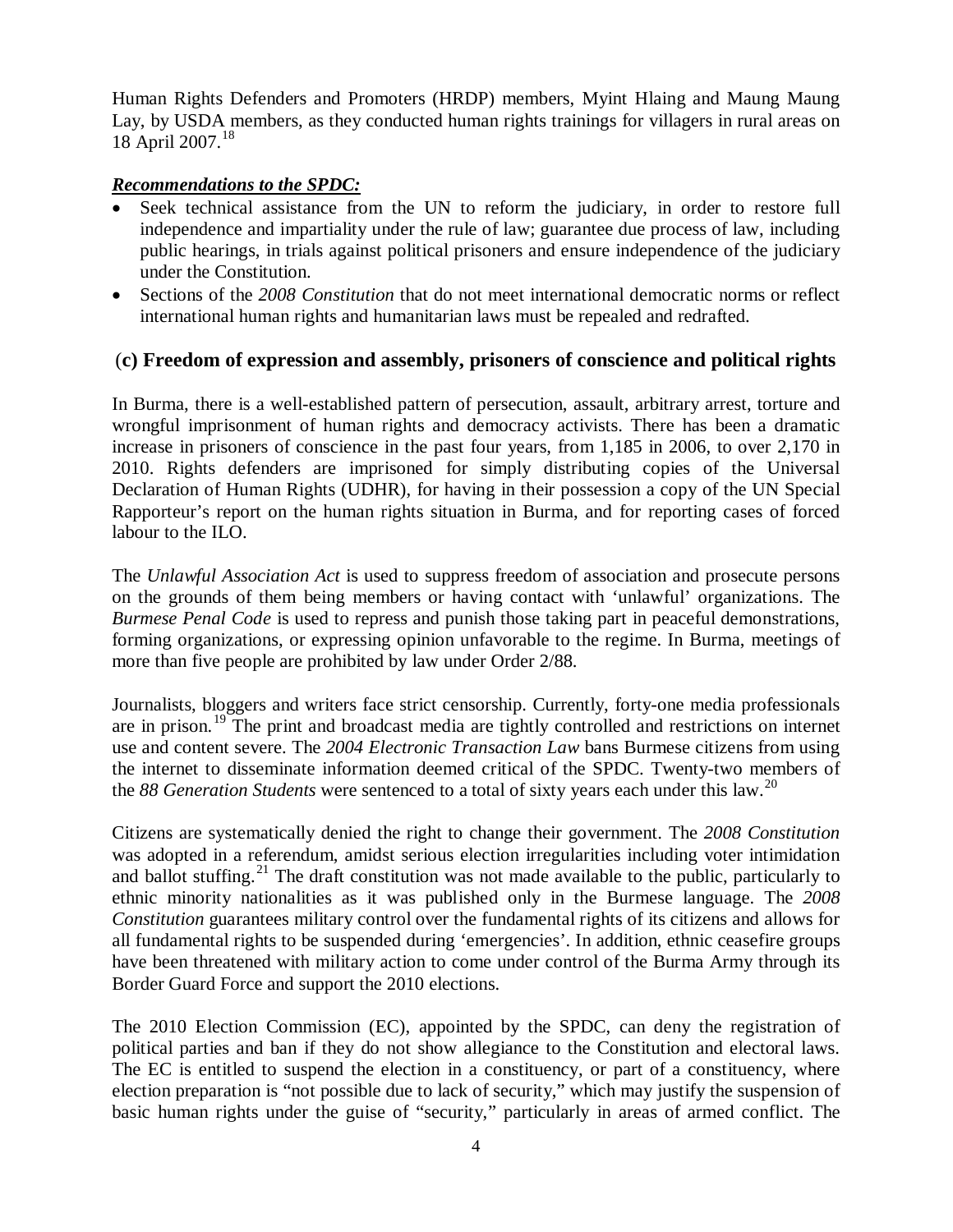Human Rights Defenders and Promoters (HRDP) members, Myint Hlaing and Maung Maung Lay, by USDA members, as they conducted human rights trainings for villagers in rural areas on 18 April 2007.[18]

***Recommendations to the SPDC:***

- Seek technical assistance from the UN to reform the judiciary, in order to restore full independence and impartiality under the rule of law; guarantee due process of law, including public hearings, in trials against political prisoners and ensure independence of the judiciary under the Constitution.
- Sections of the *2008 Constitution* that do not meet international democratic norms or reflect international human rights and humanitarian laws must be repealed and redrafted.

### (c) Freedom of expression and assembly, prisoners of conscience and political rights

In Burma, there is a well-established pattern of persecution, assault, arbitrary arrest, torture and wrongful imprisonment of human rights and democracy activists. There has been a dramatic increase in prisoners of conscience in the past four years, from 1,185 in 2006, to over 2,170 in 2010. Rights defenders are imprisoned for simply distributing copies of the Universal Declaration of Human Rights (UDHR), for having in their possession a copy of the UN Special Rapporteur's report on the human rights situation in Burma, and for reporting cases of forced labour to the ILO.

The *Unlawful Association Act* is used to suppress freedom of association and prosecute persons on the grounds of them being members or having contact with 'unlawful' organizations. The *Burmese Penal Code* is used to repress and punish those taking part in peaceful demonstrations, forming organizations, or expressing opinion unfavorable to the regime. In Burma, meetings of more than five people are prohibited by law under Order 2/88.

Journalists, bloggers and writers face strict censorship. Currently, forty-one media professionals are in prison.[19] The print and broadcast media are tightly controlled and restrictions on internet use and content severe. The *2004 Electronic Transaction Law* bans Burmese citizens from using the internet to disseminate information deemed critical of the SPDC. Twenty-two members of the *88 Generation Students* were sentenced to a total of sixty years each under this law.[20]

Citizens are systematically denied the right to change their government. The *2008 Constitution* was adopted in a referendum, amidst serious election irregularities including voter intimidation and ballot stuffing.[21] The draft constitution was not made available to the public, particularly to ethnic minority nationalities as it was published only in the Burmese language. The *2008 Constitution* guarantees military control over the fundamental rights of its citizens and allows for all fundamental rights to be suspended during 'emergencies'. In addition, ethnic ceasefire groups have been threatened with military action to come under control of the Burma Army through its Border Guard Force and support the 2010 elections.

The 2010 Election Commission (EC), appointed by the SPDC, can deny the registration of political parties and ban if they do not show allegiance to the Constitution and electoral laws. The EC is entitled to suspend the election in a constituency, or part of a constituency, where election preparation is "not possible due to lack of security," which may justify the suspension of basic human rights under the guise of "security," particularly in areas of armed conflict. The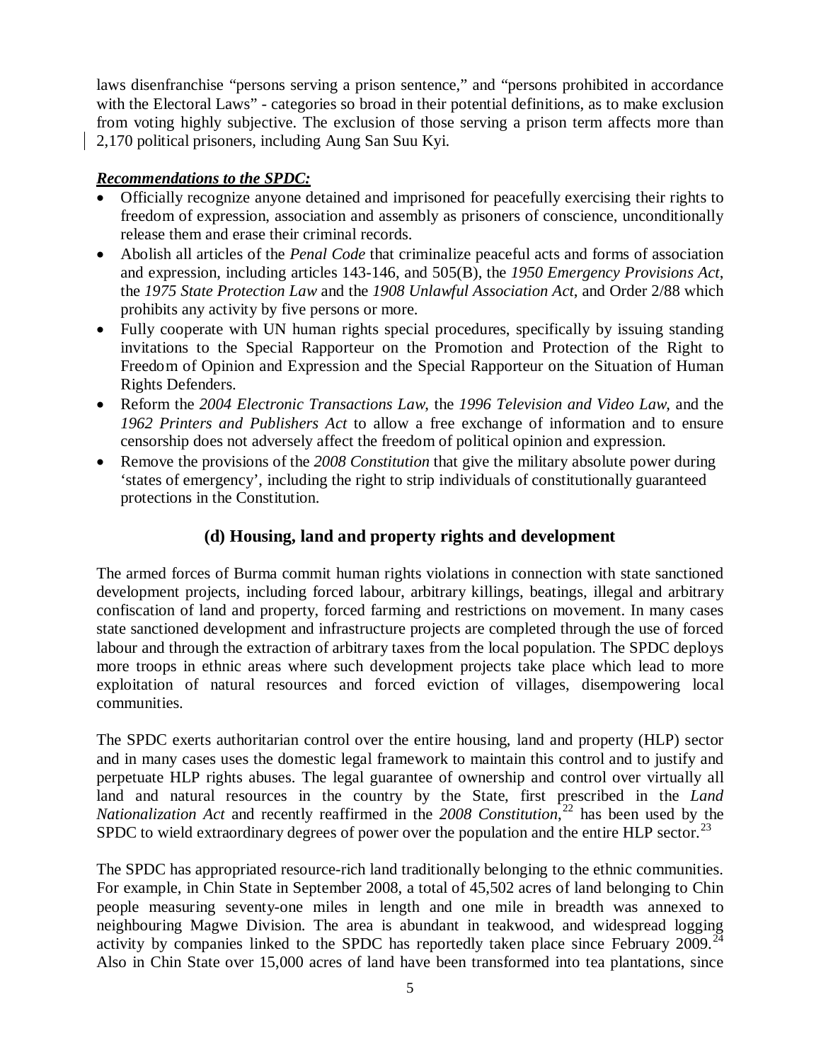laws disenfranchise “persons serving a prison sentence,” and “persons prohibited in accordance with the Electoral Laws” - categories so broad in their potential definitions, as to make exclusion from voting highly subjective. The exclusion of those serving a prison term affects more than 2,170 political prisoners, including Aung San Suu Kyi.

***Recommendations to the SPDC:***

- Officially recognize anyone detained and imprisoned for peacefully exercising their rights to freedom of expression, association and assembly as prisoners of conscience, unconditionally release them and erase their criminal records.
- Abolish all articles of the *Penal Code* that criminalize peaceful acts and forms of association and expression, including articles 143-146, and 505(B), the *1950 Emergency Provisions Act*, the *1975 State Protection Law* and the *1908 Unlawful Association Act*, and Order 2/88 which prohibits any activity by five persons or more.
- Fully cooperate with UN human rights special procedures, specifically by issuing standing invitations to the Special Rapporteur on the Promotion and Protection of the Right to Freedom of Opinion and Expression and the Special Rapporteur on the Situation of Human Rights Defenders.
- Reform the *2004 Electronic Transactions Law*, the *1996 Television and Video Law*, and the *1962 Printers and Publishers Act* to allow a free exchange of information and to ensure censorship does not adversely affect the freedom of political opinion and expression.
- Remove the provisions of the *2008 Constitution* that give the military absolute power during ‘states of emergency’, including the right to strip individuals of constitutionally guaranteed protections in the Constitution.

## (d) Housing, land and property rights and development

The armed forces of Burma commit human rights violations in connection with state sanctioned development projects, including forced labour, arbitrary killings, beatings, illegal and arbitrary confiscation of land and property, forced farming and restrictions on movement. In many cases state sanctioned development and infrastructure projects are completed through the use of forced labour and through the extraction of arbitrary taxes from the local population. The SPDC deploys more troops in ethnic areas where such development projects take place which lead to more exploitation of natural resources and forced eviction of villages, disempowering local communities.

The SPDC exerts authoritarian control over the entire housing, land and property (HLP) sector and in many cases uses the domestic legal framework to maintain this control and to justify and perpetuate HLP rights abuses. The legal guarantee of ownership and control over virtually all land and natural resources in the country by the State, first prescribed in the *Land Nationalization Act* and recently reaffirmed in the *2008 Constitution*,[22] has been used by the SPDC to wield extraordinary degrees of power over the population and the entire HLP sector.[23]

The SPDC has appropriated resource-rich land traditionally belonging to the ethnic communities. For example, in Chin State in September 2008, a total of 45,502 acres of land belonging to Chin people measuring seventy-one miles in length and one mile in breadth was annexed to neighbouring Magwe Division. The area is abundant in teakwood, and widespread logging activity by companies linked to the SPDC has reportedly taken place since February 2009.[24] Also in Chin State over 15,000 acres of land have been transformed into tea plantations, since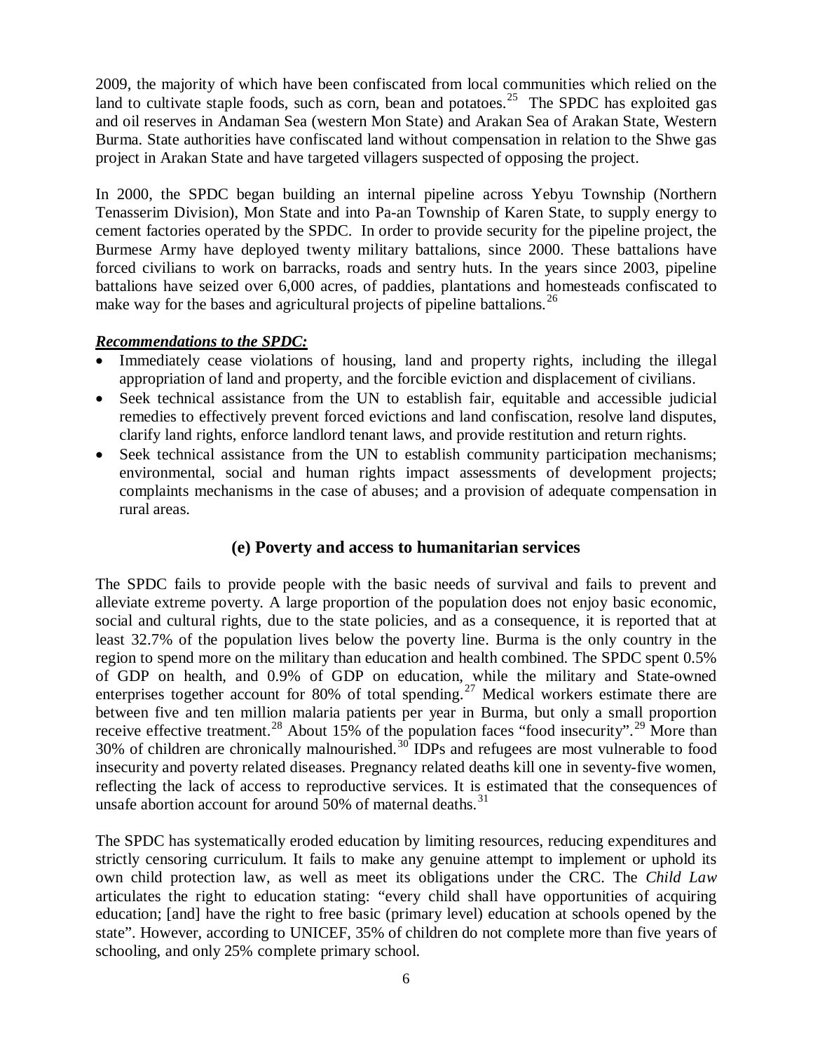2009, the majority of which have been confiscated from local communities which relied on the land to cultivate staple foods, such as corn, bean and potatoes.[25] The SPDC has exploited gas and oil reserves in Andaman Sea (western Mon State) and Arakan Sea of Arakan State, Western Burma. State authorities have confiscated land without compensation in relation to the Shwe gas project in Arakan State and have targeted villagers suspected of opposing the project.

In 2000, the SPDC began building an internal pipeline across Yebyu Township (Northern Tenasserim Division), Mon State and into Pa-an Township of Karen State, to supply energy to cement factories operated by the SPDC. In order to provide security for the pipeline project, the Burmese Army have deployed twenty military battalions, since 2000. These battalions have forced civilians to work on barracks, roads and sentry huts. In the years since 2003, pipeline battalions have seized over 6,000 acres, of paddies, plantations and homesteads confiscated to make way for the bases and agricultural projects of pipeline battalions.[26]

***Recommendations to the SPDC:***

- Immediately cease violations of housing, land and property rights, including the illegal appropriation of land and property, and the forcible eviction and displacement of civilians.
- Seek technical assistance from the UN to establish fair, equitable and accessible judicial remedies to effectively prevent forced evictions and land confiscation, resolve land disputes, clarify land rights, enforce landlord tenant laws, and provide restitution and return rights.
- Seek technical assistance from the UN to establish community participation mechanisms; environmental, social and human rights impact assessments of development projects; complaints mechanisms in the case of abuses; and a provision of adequate compensation in rural areas.

### (e) Poverty and access to humanitarian services

The SPDC fails to provide people with the basic needs of survival and fails to prevent and alleviate extreme poverty. A large proportion of the population does not enjoy basic economic, social and cultural rights, due to the state policies, and as a consequence, it is reported that at least 32.7% of the population lives below the poverty line. Burma is the only country in the region to spend more on the military than education and health combined. The SPDC spent 0.5% of GDP on health, and 0.9% of GDP on education, while the military and State-owned enterprises together account for 80% of total spending.[27] Medical workers estimate there are between five and ten million malaria patients per year in Burma, but only a small proportion receive effective treatment.[28] About 15% of the population faces "food insecurity".[29] More than 30% of children are chronically malnourished.[30] IDPs and refugees are most vulnerable to food insecurity and poverty related diseases. Pregnancy related deaths kill one in seventy-five women, reflecting the lack of access to reproductive services. It is estimated that the consequences of unsafe abortion account for around 50% of maternal deaths.[31]

The SPDC has systematically eroded education by limiting resources, reducing expenditures and strictly censoring curriculum. It fails to make any genuine attempt to implement or uphold its own child protection law, as well as meet its obligations under the CRC. The *Child Law* articulates the right to education stating: "every child shall have opportunities of acquiring education; [and] have the right to free basic (primary level) education at schools opened by the state". However, according to UNICEF, 35% of children do not complete more than five years of schooling, and only 25% complete primary school.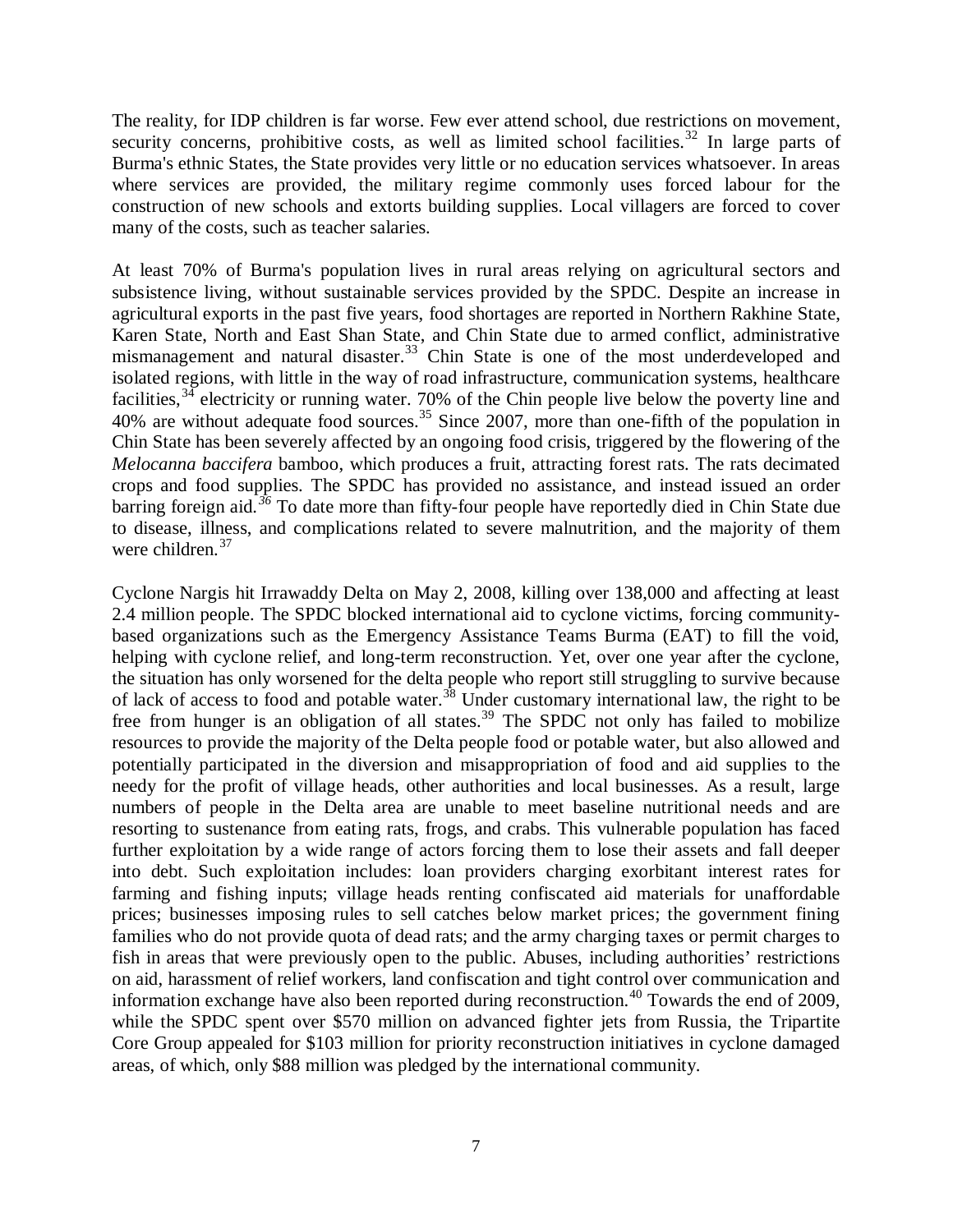The reality, for IDP children is far worse. Few ever attend school, due restrictions on movement, security concerns, prohibitive costs, as well as limited school facilities.[32] In large parts of Burma's ethnic States, the State provides very little or no education services whatsoever. In areas where services are provided, the military regime commonly uses forced labour for the construction of new schools and extorts building supplies. Local villagers are forced to cover many of the costs, such as teacher salaries.

At least 70% of Burma's population lives in rural areas relying on agricultural sectors and subsistence living, without sustainable services provided by the SPDC. Despite an increase in agricultural exports in the past five years, food shortages are reported in Northern Rakhine State, Karen State, North and East Shan State, and Chin State due to armed conflict, administrative mismanagement and natural disaster.[33] Chin State is one of the most underdeveloped and isolated regions, with little in the way of road infrastructure, communication systems, healthcare facilities,[34] electricity or running water. 70% of the Chin people live below the poverty line and 40% are without adequate food sources.[35] Since 2007, more than one-fifth of the population in Chin State has been severely affected by an ongoing food crisis, triggered by the flowering of the *Melocanna baccifera* bamboo, which produces a fruit, attracting forest rats. The rats decimated crops and food supplies. The SPDC has provided no assistance, and instead issued an order barring foreign aid.[36] To date more than fifty-four people have reportedly died in Chin State due to disease, illness, and complications related to severe malnutrition, and the majority of them were children.[37]

Cyclone Nargis hit Irrawaddy Delta on May 2, 2008, killing over 138,000 and affecting at least 2.4 million people. The SPDC blocked international aid to cyclone victims, forcing community-based organizations such as the Emergency Assistance Teams Burma (EAT) to fill the void, helping with cyclone relief, and long-term reconstruction. Yet, over one year after the cyclone, the situation has only worsened for the delta people who report still struggling to survive because of lack of access to food and potable water.[38] Under customary international law, the right to be free from hunger is an obligation of all states.[39] The SPDC not only has failed to mobilize resources to provide the majority of the Delta people food or potable water, but also allowed and potentially participated in the diversion and misappropriation of food and aid supplies to the needy for the profit of village heads, other authorities and local businesses. As a result, large numbers of people in the Delta area are unable to meet baseline nutritional needs and are resorting to sustenance from eating rats, frogs, and crabs. This vulnerable population has faced further exploitation by a wide range of actors forcing them to lose their assets and fall deeper into debt. Such exploitation includes: loan providers charging exorbitant interest rates for farming and fishing inputs; village heads renting confiscated aid materials for unaffordable prices; businesses imposing rules to sell catches below market prices; the government fining families who do not provide quota of dead rats; and the army charging taxes or permit charges to fish in areas that were previously open to the public. Abuses, including authorities' restrictions on aid, harassment of relief workers, land confiscation and tight control over communication and information exchange have also been reported during reconstruction.[40] Towards the end of 2009, while the SPDC spent over $570 million on advanced fighter jets from Russia, the Tripartite Core Group appealed for $103 million for priority reconstruction initiatives in cyclone damaged areas, of which, only $88 million was pledged by the international community.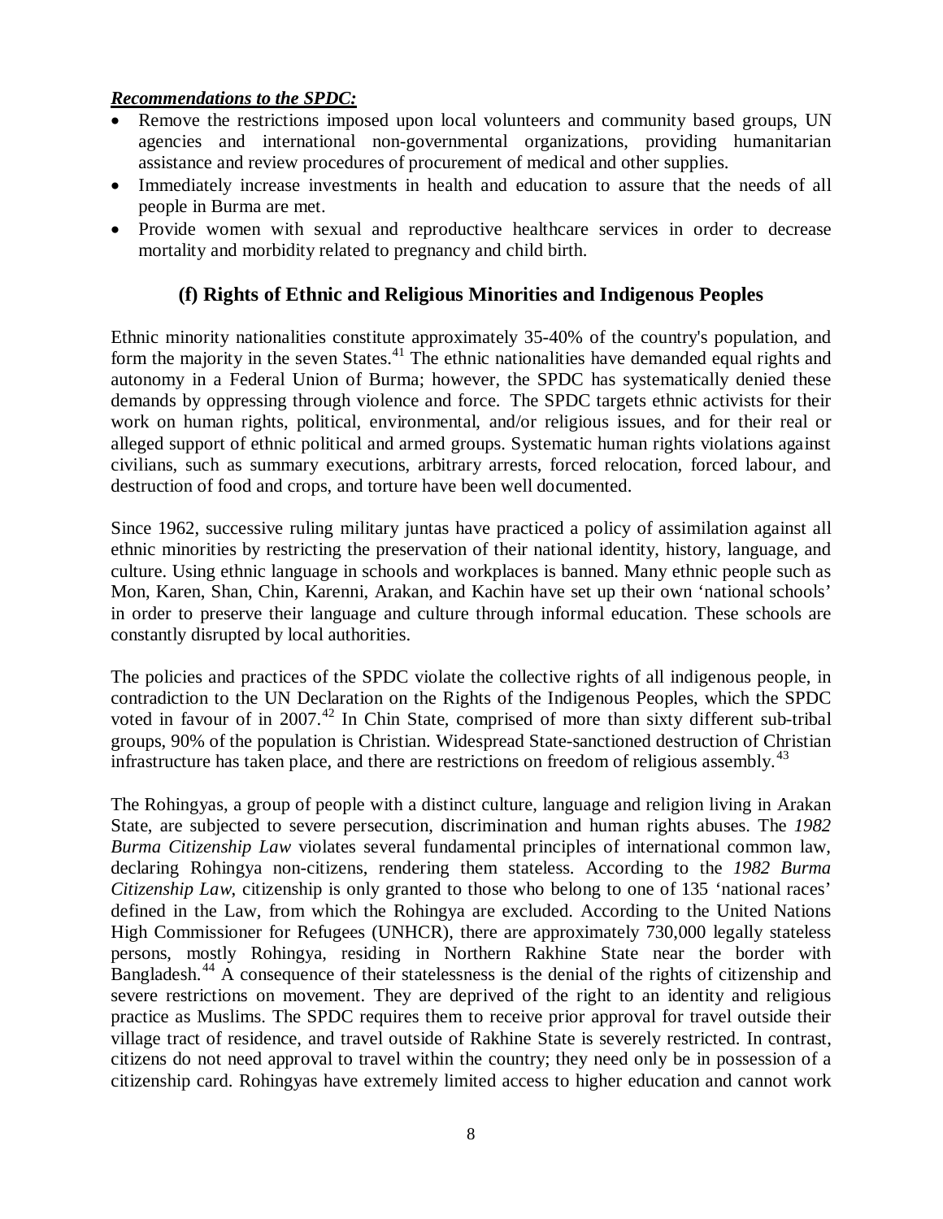***Recommendations to the SPDC:***

- Remove the restrictions imposed upon local volunteers and community based groups, UN agencies and international non-governmental organizations, providing humanitarian assistance and review procedures of procurement of medical and other supplies.
- Immediately increase investments in health and education to assure that the needs of all people in Burma are met.
- Provide women with sexual and reproductive healthcare services in order to decrease mortality and morbidity related to pregnancy and child birth.

## (f) Rights of Ethnic and Religious Minorities and Indigenous Peoples

Ethnic minority nationalities constitute approximately 35-40% of the country's population, and form the majority in the seven States.[41] The ethnic nationalities have demanded equal rights and autonomy in a Federal Union of Burma; however, the SPDC has systematically denied these demands by oppressing through violence and force. The SPDC targets ethnic activists for their work on human rights, political, environmental, and/or religious issues, and for their real or alleged support of ethnic political and armed groups. Systematic human rights violations against civilians, such as summary executions, arbitrary arrests, forced relocation, forced labour, and destruction of food and crops, and torture have been well documented.

Since 1962, successive ruling military juntas have practiced a policy of assimilation against all ethnic minorities by restricting the preservation of their national identity, history, language, and culture. Using ethnic language in schools and workplaces is banned. Many ethnic people such as Mon, Karen, Shan, Chin, Karenni, Arakan, and Kachin have set up their own 'national schools' in order to preserve their language and culture through informal education. These schools are constantly disrupted by local authorities.

The policies and practices of the SPDC violate the collective rights of all indigenous people, in contradiction to the UN Declaration on the Rights of the Indigenous Peoples, which the SPDC voted in favour of in 2007.[42] In Chin State, comprised of more than sixty different sub-tribal groups, 90% of the population is Christian. Widespread State-sanctioned destruction of Christian infrastructure has taken place, and there are restrictions on freedom of religious assembly.[43]

The Rohingyas, a group of people with a distinct culture, language and religion living in Arakan State, are subjected to severe persecution, discrimination and human rights abuses. The *1982 Burma Citizenship Law* violates several fundamental principles of international common law, declaring Rohingya non-citizens, rendering them stateless. According to the *1982 Burma Citizenship Law*, citizenship is only granted to those who belong to one of 135 'national races' defined in the Law, from which the Rohingya are excluded. According to the United Nations High Commissioner for Refugees (UNHCR), there are approximately 730,000 legally stateless persons, mostly Rohingya, residing in Northern Rakhine State near the border with Bangladesh.[44] A consequence of their statelessness is the denial of the rights of citizenship and severe restrictions on movement. They are deprived of the right to an identity and religious practice as Muslims. The SPDC requires them to receive prior approval for travel outside their village tract of residence, and travel outside of Rakhine State is severely restricted. In contrast, citizens do not need approval to travel within the country; they need only be in possession of a citizenship card. Rohingyas have extremely limited access to higher education and cannot work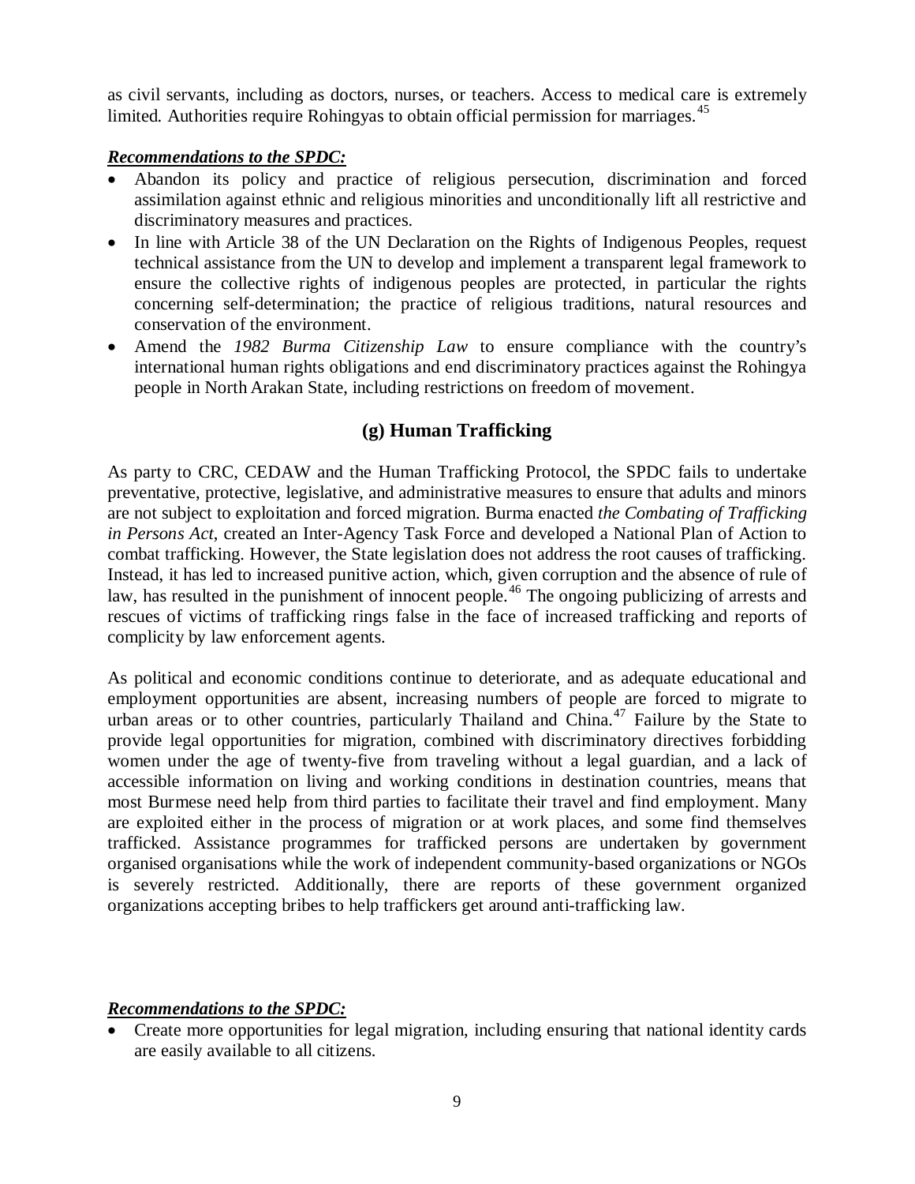as civil servants, including as doctors, nurses, or teachers. Access to medical care is extremely limited. Authorities require Rohingyas to obtain official permission for marriages.[45]

***Recommendations to the SPDC:***

- Abandon its policy and practice of religious persecution, discrimination and forced assimilation against ethnic and religious minorities and unconditionally lift all restrictive and discriminatory measures and practices.
- In line with Article 38 of the UN Declaration on the Rights of Indigenous Peoples, request technical assistance from the UN to develop and implement a transparent legal framework to ensure the collective rights of indigenous peoples are protected, in particular the rights concerning self-determination; the practice of religious traditions, natural resources and conservation of the environment.
- Amend the *1982 Burma Citizenship Law* to ensure compliance with the country's international human rights obligations and end discriminatory practices against the Rohingya people in North Arakan State, including restrictions on freedom of movement.

## (g) Human Trafficking

As party to CRC, CEDAW and the Human Trafficking Protocol, the SPDC fails to undertake preventative, protective, legislative, and administrative measures to ensure that adults and minors are not subject to exploitation and forced migration. Burma enacted *the Combating of Trafficking in Persons Act*, created an Inter-Agency Task Force and developed a National Plan of Action to combat trafficking. However, the State legislation does not address the root causes of trafficking. Instead, it has led to increased punitive action, which, given corruption and the absence of rule of law, has resulted in the punishment of innocent people.[46] The ongoing publicizing of arrests and rescues of victims of trafficking rings false in the face of increased trafficking and reports of complicity by law enforcement agents.

As political and economic conditions continue to deteriorate, and as adequate educational and employment opportunities are absent, increasing numbers of people are forced to migrate to urban areas or to other countries, particularly Thailand and China.[47] Failure by the State to provide legal opportunities for migration, combined with discriminatory directives forbidding women under the age of twenty-five from traveling without a legal guardian, and a lack of accessible information on living and working conditions in destination countries, means that most Burmese need help from third parties to facilitate their travel and find employment. Many are exploited either in the process of migration or at work places, and some find themselves trafficked. Assistance programmes for trafficked persons are undertaken by government organised organisations while the work of independent community-based organizations or NGOs is severely restricted. Additionally, there are reports of these government organized organizations accepting bribes to help traffickers get around anti-trafficking law.

***Recommendations to the SPDC:***

- Create more opportunities for legal migration, including ensuring that national identity cards are easily available to all citizens.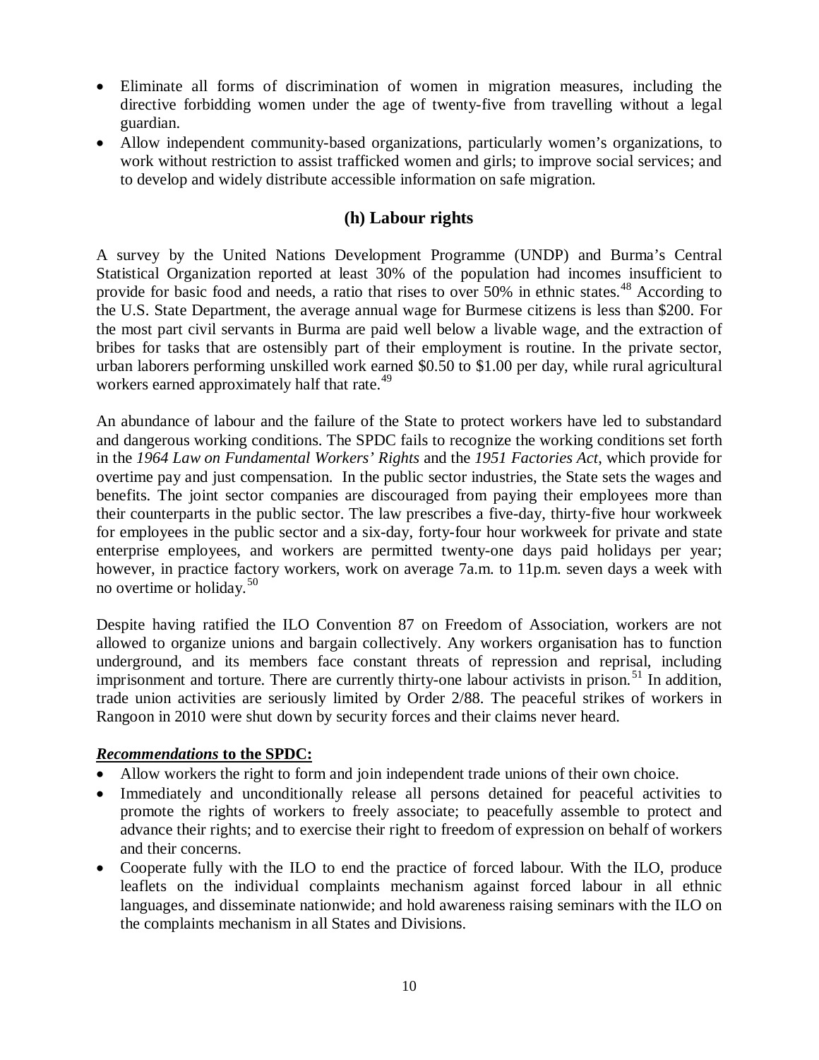- Eliminate all forms of discrimination of women in migration measures, including the directive forbidding women under the age of twenty-five from travelling without a legal guardian.
- Allow independent community-based organizations, particularly women's organizations, to work without restriction to assist trafficked women and girls; to improve social services; and to develop and widely distribute accessible information on safe migration.

## (h) Labour rights

A survey by the United Nations Development Programme (UNDP) and Burma's Central Statistical Organization reported at least 30% of the population had incomes insufficient to provide for basic food and needs, a ratio that rises to over 50% in ethnic states.[48] According to the U.S. State Department, the average annual wage for Burmese citizens is less than \$200. For the most part civil servants in Burma are paid well below a livable wage, and the extraction of bribes for tasks that are ostensibly part of their employment is routine. In the private sector, urban laborers performing unskilled work earned \$0.50 to \$1.00 per day, while rural agricultural workers earned approximately half that rate.[49]

An abundance of labour and the failure of the State to protect workers have led to substandard and dangerous working conditions. The SPDC fails to recognize the working conditions set forth in the *1964 Law on Fundamental Workers' Rights* and the *1951 Factories Act*, which provide for overtime pay and just compensation. In the public sector industries, the State sets the wages and benefits. The joint sector companies are discouraged from paying their employees more than their counterparts in the public sector. The law prescribes a five-day, thirty-five hour workweek for employees in the public sector and a six-day, forty-four hour workweek for private and state enterprise employees, and workers are permitted twenty-one days paid holidays per year; however, in practice factory workers, work on average 7a.m. to 11p.m. seven days a week with no overtime or holiday.[50]

Despite having ratified the ILO Convention 87 on Freedom of Association, workers are not allowed to organize unions and bargain collectively. Any workers organisation has to function underground, and its members face constant threats of repression and reprisal, including imprisonment and torture. There are currently thirty-one labour activists in prison.[51] In addition, trade union activities are seriously limited by Order 2/88. The peaceful strikes of workers in Rangoon in 2010 were shut down by security forces and their claims never heard.

***Recommendations* to the SPDC:**

- Allow workers the right to form and join independent trade unions of their own choice.
- Immediately and unconditionally release all persons detained for peaceful activities to promote the rights of workers to freely associate; to peacefully assemble to protect and advance their rights; and to exercise their right to freedom of expression on behalf of workers and their concerns.
- Cooperate fully with the ILO to end the practice of forced labour. With the ILO, produce leaflets on the individual complaints mechanism against forced labour in all ethnic languages, and disseminate nationwide; and hold awareness raising seminars with the ILO on the complaints mechanism in all States and Divisions.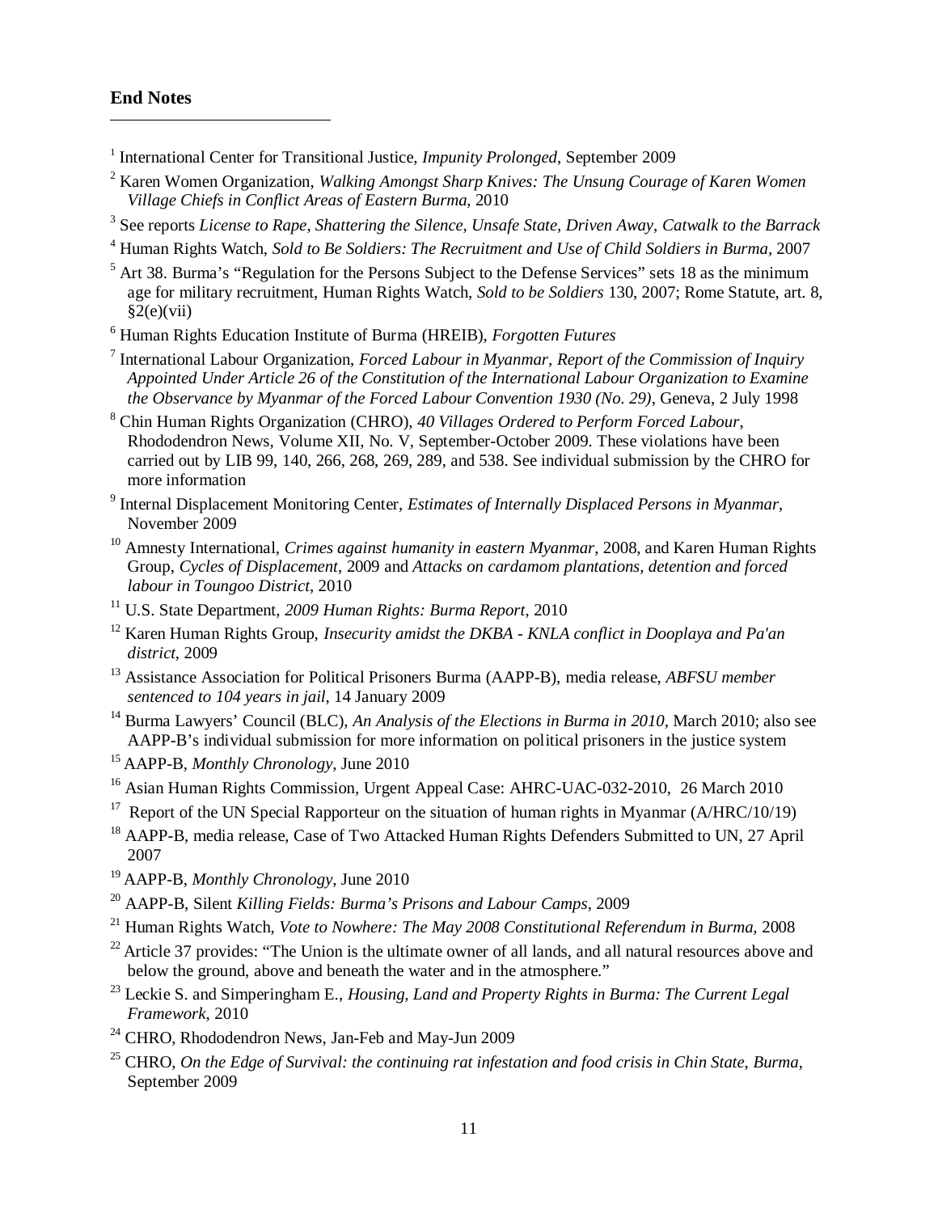## End Notes

[1] International Center for Transitional Justice, *Impunity Prolonged*, September 2009

[2] Karen Women Organization, *Walking Amongst Sharp Knives: The Unsung Courage of Karen Women Village Chiefs in Conflict Areas of Eastern Burma*, 2010

[3] See reports *License to Rape*, *Shattering the Silence*, *Unsafe State*, *Driven Away*, *Catwalk to the Barrack*

[4] Human Rights Watch, *Sold to Be Soldiers: The Recruitment and Use of Child Soldiers in Burma*, 2007

[5] Art 38. Burma's "Regulation for the Persons Subject to the Defense Services" sets 18 as the minimum age for military recruitment, Human Rights Watch, *Sold to be Soldiers* 130, 2007; Rome Statute, art. 8, §2(e)(vii)

[6] Human Rights Education Institute of Burma (HREIB), *Forgotten Futures*

[7] International Labour Organization, *Forced Labour in Myanmar, Report of the Commission of Inquiry Appointed Under Article 26 of the Constitution of the International Labour Organization to Examine the Observance by Myanmar of the Forced Labour Convention 1930 (No. 29)*, Geneva, 2 July 1998

[8] Chin Human Rights Organization (CHRO), *40 Villages Ordered to Perform Forced Labour*, Rhododendron News, Volume XII, No. V, September-October 2009. These violations have been carried out by LIB 99, 140, 266, 268, 269, 289, and 538. See individual submission by the CHRO for more information

[9] Internal Displacement Monitoring Center, *Estimates of Internally Displaced Persons in Myanmar*, November 2009

[10] Amnesty International, *Crimes against humanity in eastern Myanmar*, 2008, and Karen Human Rights Group, *Cycles of Displacement*, 2009 and *Attacks on cardamom plantations, detention and forced labour in Toungoo District*, 2010

[11] U.S. State Department, *2009 Human Rights: Burma Report*, 2010

[12] Karen Human Rights Group, *Insecurity amidst the DKBA - KNLA conflict in Dooplaya and Pa'an district*, 2009

[13] Assistance Association for Political Prisoners Burma (AAPP-B), media release, *ABFSU member sentenced to 104 years in jail*, 14 January 2009

[14] Burma Lawyers' Council (BLC), *An Analysis of the Elections in Burma in 2010*, March 2010; also see AAPP-B's individual submission for more information on political prisoners in the justice system

[15] AAPP-B, *Monthly Chronology*, June 2010

[16] Asian Human Rights Commission, Urgent Appeal Case: AHRC-UAC-032-2010, 26 March 2010

[17] Report of the UN Special Rapporteur on the situation of human rights in Myanmar (A/HRC/10/19)

[18] AAPP-B, media release, Case of Two Attacked Human Rights Defenders Submitted to UN, 27 April 2007

[19] AAPP-B, *Monthly Chronology*, June 2010

[20] AAPP-B, Silent *Killing Fields: Burma's Prisons and Labour Camps*, 2009

[21] Human Rights Watch, *Vote to Nowhere: The May 2008 Constitutional Referendum in Burma*, 2008

[22] Article 37 provides: "The Union is the ultimate owner of all lands, and all natural resources above and below the ground, above and beneath the water and in the atmosphere."

[23] Leckie S. and Simperingham E., *Housing, Land and Property Rights in Burma: The Current Legal Framework*, 2010

[24] CHRO, Rhododendron News, Jan-Feb and May-Jun 2009

[25] CHRO, *On the Edge of Survival: the continuing rat infestation and food crisis in Chin State, Burma*, September 2009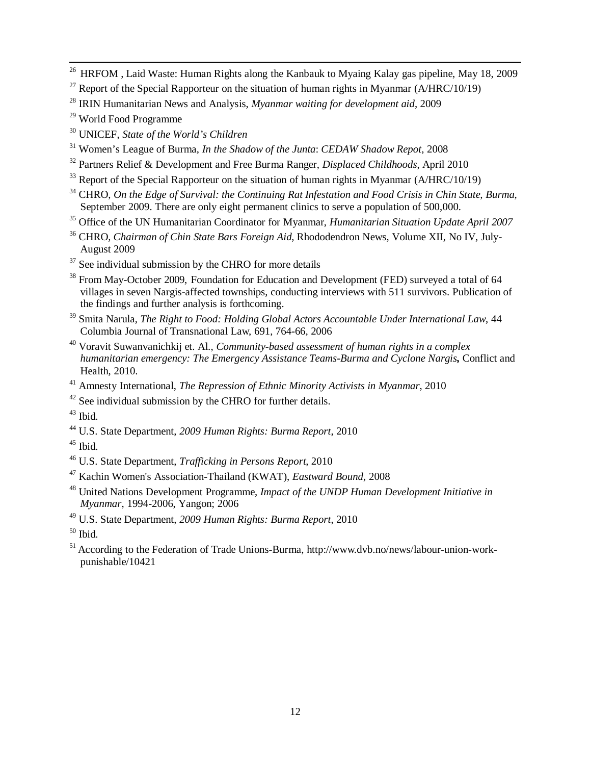[26] HRFOM , Laid Waste: Human Rights along the Kanbauk to Myaing Kalay gas pipeline, May 18, 2009

[27] Report of the Special Rapporteur on the situation of human rights in Myanmar (A/HRC/10/19)

[28] IRIN Humanitarian News and Analysis, *Myanmar waiting for development aid*, 2009

[29] World Food Programme

[30] UNICEF, *State of the World's Children*

[31] Women's League of Burma, *In the Shadow of the Junta*: *CEDAW Shadow Repot*, 2008

[32] Partners Relief & Development and Free Burma Ranger, *Displaced Childhoods*, April 2010

[33] Report of the Special Rapporteur on the situation of human rights in Myanmar (A/HRC/10/19)

[34] CHRO, *On the Edge of Survival: the Continuing Rat Infestation and Food Crisis in Chin State, Burma*, September 2009. There are only eight permanent clinics to serve a population of 500,000.

[35] Office of the UN Humanitarian Coordinator for Myanmar, *Humanitarian Situation Update April 2007*

[36] CHRO, *Chairman of Chin State Bars Foreign Aid*, Rhododendron News, Volume XII, No IV, July-August 2009

[37] See individual submission by the CHRO for more details

[38] From May-October 2009, Foundation for Education and Development (FED) surveyed a total of 64 villages in seven Nargis-affected townships, conducting interviews with 511 survivors. Publication of the findings and further analysis is forthcoming.

[39] Smita Narula, *The Right to Food: Holding Global Actors Accountable Under International Law*, 44 Columbia Journal of Transnational Law, 691, 764-66, 2006

[40] Voravit Suwanvanichkij et. Al., *Community-based assessment of human rights in a complex humanitarian emergency: The Emergency Assistance Teams-Burma and Cyclone Nargis***,** Conflict and Health, 2010.

[41] Amnesty International, *The Repression of Ethnic Minority Activists in Myanmar*, 2010

[42] See individual submission by the CHRO for further details.

[43] Ibid.

[44] U.S. State Department, *2009 Human Rights: Burma Report*, 2010

[45] Ibid.

[46] U.S. State Department, *Trafficking in Persons Report*, 2010

[47] Kachin Women's Association-Thailand (KWAT), *Eastward Bound*, 2008

[48] United Nations Development Programme, *Impact of the UNDP Human Development Initiative in Myanmar*, 1994-2006, Yangon; 2006

[49] U.S. State Department, *2009 Human Rights: Burma Report*, 2010

[50] Ibid.

[51] According to the Federation of Trade Unions-Burma, http://www.dvb.no/news/labour-union-work-punishable/10421